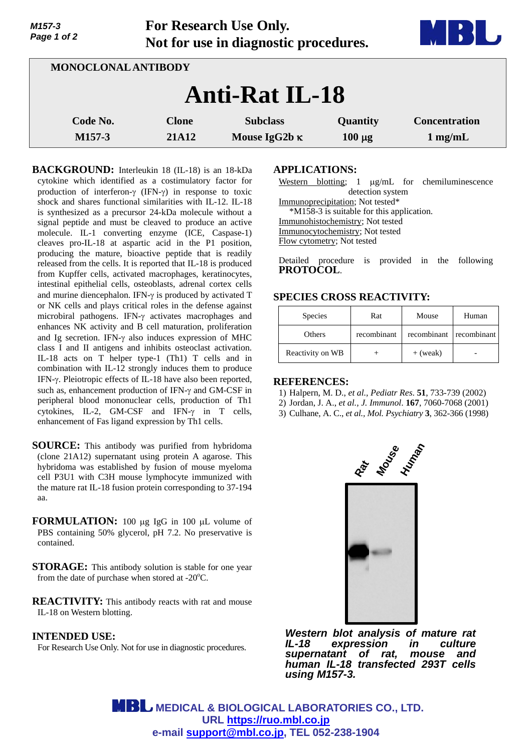For Research Use Only.
Not for use in diagnostic procedures.

MONOCLONAL ANTIBODY

# Anti-Rat IL-18

| Code No. | Clone | Subclass | Quantity | Concentration |
|---|---|---|---|---|
| M157-3 | 21A12 | Mouse IgG2b κ | 100 µg | 1 mg/mL |

**BACKGROUND:** Interleukin 18 (IL-18) is an 18-kDa cytokine which identified as a costimulatory factor for production of interferon-γ (IFN-γ) in response to toxic shock and shares functional similarities with IL-12. IL-18 is synthesized as a precursor 24-kDa molecule without a signal peptide and must be cleaved to produce an active molecule. IL-1 converting enzyme (ICE, Caspase-1) cleaves pro-IL-18 at aspartic acid in the P1 position, producing the mature, bioactive peptide that is readily released from the cells. It is reported that IL-18 is produced from Kupffer cells, activated macrophages, keratinocytes, intestinal epithelial cells, osteoblasts, adrenal cortex cells and murine diencephalon. IFN-γ is produced by activated T or NK cells and plays critical roles in the defense against microbiral pathogens. IFN-γ activates macrophages and enhances NK activity and B cell maturation, proliferation and Ig secretion. IFN-γ also induces expression of MHC class I and II antigens and inhibits osteoclast activation. IL-18 acts on T helper type-1 (Th1) T cells and in combination with IL-12 strongly induces them to produce IFN-γ. Pleiotropic effects of IL-18 have also been reported, such as, enhancement production of IFN-γ and GM-CSF in peripheral blood mononuclear cells, production of Th1 cytokines, IL-2, GM-CSF and IFN-γ in T cells, enhancement of Fas ligand expression by Th1 cells.

**SOURCE:** This antibody was purified from hybridoma (clone 21A12) supernatant using protein A agarose. This hybridoma was established by fusion of mouse myeloma cell P3U1 with C3H mouse lymphocyte immunized with the mature rat IL-18 fusion protein corresponding to 37-194 aa.

**FORMULATION:** 100 µg IgG in 100 µL volume of PBS containing 50% glycerol, pH 7.2. No preservative is contained.

**STORAGE:** This antibody solution is stable for one year from the date of purchase when stored at -20°C.

**REACTIVITY:** This antibody reacts with rat and mouse IL-18 on Western blotting.

**INTENDED USE:**
For Research Use Only. Not for use in diagnostic procedures.

**APPLICATIONS:**

Western blotting; 1 µg/mL for chemiluminescence detection system
Immunoprecipitation; Not tested*
*M158-3 is suitable for this application.
Immunohistochemistry; Not tested
Immunocytochemistry; Not tested
Flow cytometry; Not tested

Detailed procedure is provided in the following **PROTOCOL**.

**SPECIES CROSS REACTIVITY:**

| Species | Rat | Mouse | Human |
|---|---|---|---|
| Others | recombinant | recombinant | recombinant |
| Reactivity on WB | + | + (weak) | - |

**REFERENCES:**

1) Halpern, M. D., *et al., Pediatr Res*. **51**, 733-739 (2002)
2) Jordan, J. A., *et al., J. Immunol*. **167**, 7060-7068 (2001)
3) Culhane, A. C., *et al., Mol. Psychiatry* **3**, 362-366 (1998)

Rat Mouse Human

***Western blot analysis of mature rat IL-18 expression in culture supernatant of rat, mouse and human IL-18 transfected 293T cells using M157-3.***

MEDICAL & BIOLOGICAL LABORATORIES CO., LTD.
URL https://ruo.mbl.co.jp
e-mail support@mbl.co.jp, TEL 052-238-1904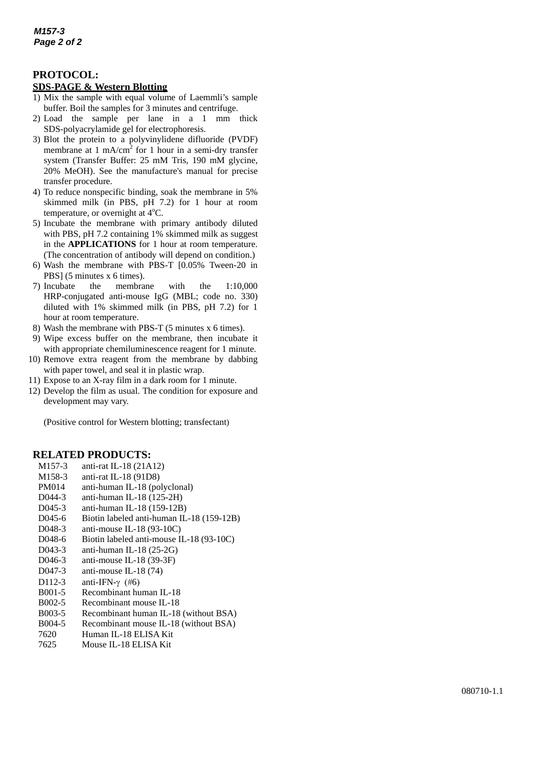## PROTOCOL:

### SDS-PAGE & Western Blotting

1) Mix the sample with equal volume of Laemmli's sample buffer. Boil the samples for 3 minutes and centrifuge.
2) Load the sample per lane in a 1 mm thick SDS-polyacrylamide gel for electrophoresis.
3) Blot the protein to a polyvinylidene difluoride (PVDF) membrane at 1 mA/cm$^2$ for 1 hour in a semi-dry transfer system (Transfer Buffer: 25 mM Tris, 190 mM glycine, 20% MeOH). See the manufacture's manual for precise transfer procedure.
4) To reduce nonspecific binding, soak the membrane in 5% skimmed milk (in PBS, pH 7.2) for 1 hour at room temperature, or overnight at 4$^o$C.
5) Incubate the membrane with primary antibody diluted with PBS, pH 7.2 containing 1% skimmed milk as suggest in the **APPLICATIONS** for 1 hour at room temperature. (The concentration of antibody will depend on condition.)
6) Wash the membrane with PBS-T [0.05% Tween-20 in PBS] (5 minutes x 6 times).
7) Incubate the membrane with the 1:10,000 HRP-conjugated anti-mouse IgG (MBL; code no. 330) diluted with 1% skimmed milk (in PBS, pH 7.2) for 1 hour at room temperature.
8) Wash the membrane with PBS-T (5 minutes x 6 times).
9) Wipe excess buffer on the membrane, then incubate it with appropriate chemiluminescence reagent for 1 minute.
10) Remove extra reagent from the membrane by dabbing with paper towel, and seal it in plastic wrap.
11) Expose to an X-ray film in a dark room for 1 minute.
12) Develop the film as usual. The condition for exposure and development may vary.

(Positive control for Western blotting; transfectant)

## RELATED PRODUCTS:

| | |
|---|---|
| M157-3 | anti-rat IL-18 (21A12) |
| M158-3 | anti-rat IL-18 (91D8) |
| PM014 | anti-human IL-18 (polyclonal) |
| D044-3 | anti-human IL-18 (125-2H) |
| D045-3 | anti-human IL-18 (159-12B) |
| D045-6 | Biotin labeled anti-human IL-18 (159-12B) |
| D048-3 | anti-mouse IL-18 (93-10C) |
| D048-6 | Biotin labeled anti-mouse IL-18 (93-10C) |
| D043-3 | anti-human IL-18 (25-2G) |
| D046-3 | anti-mouse IL-18 (39-3F) |
| D047-3 | anti-mouse IL-18 (74) |
| D112-3 | anti-IFN-$\gamma$ (#6) |
| B001-5 | Recombinant human IL-18 |
| B002-5 | Recombinant mouse IL-18 |
| B003-5 | Recombinant human IL-18 (without BSA) |
| B004-5 | Recombinant mouse IL-18 (without BSA) |
| 7620 | Human IL-18 ELISA Kit |
| 7625 | Mouse IL-18 ELISA Kit |

080710-1.1